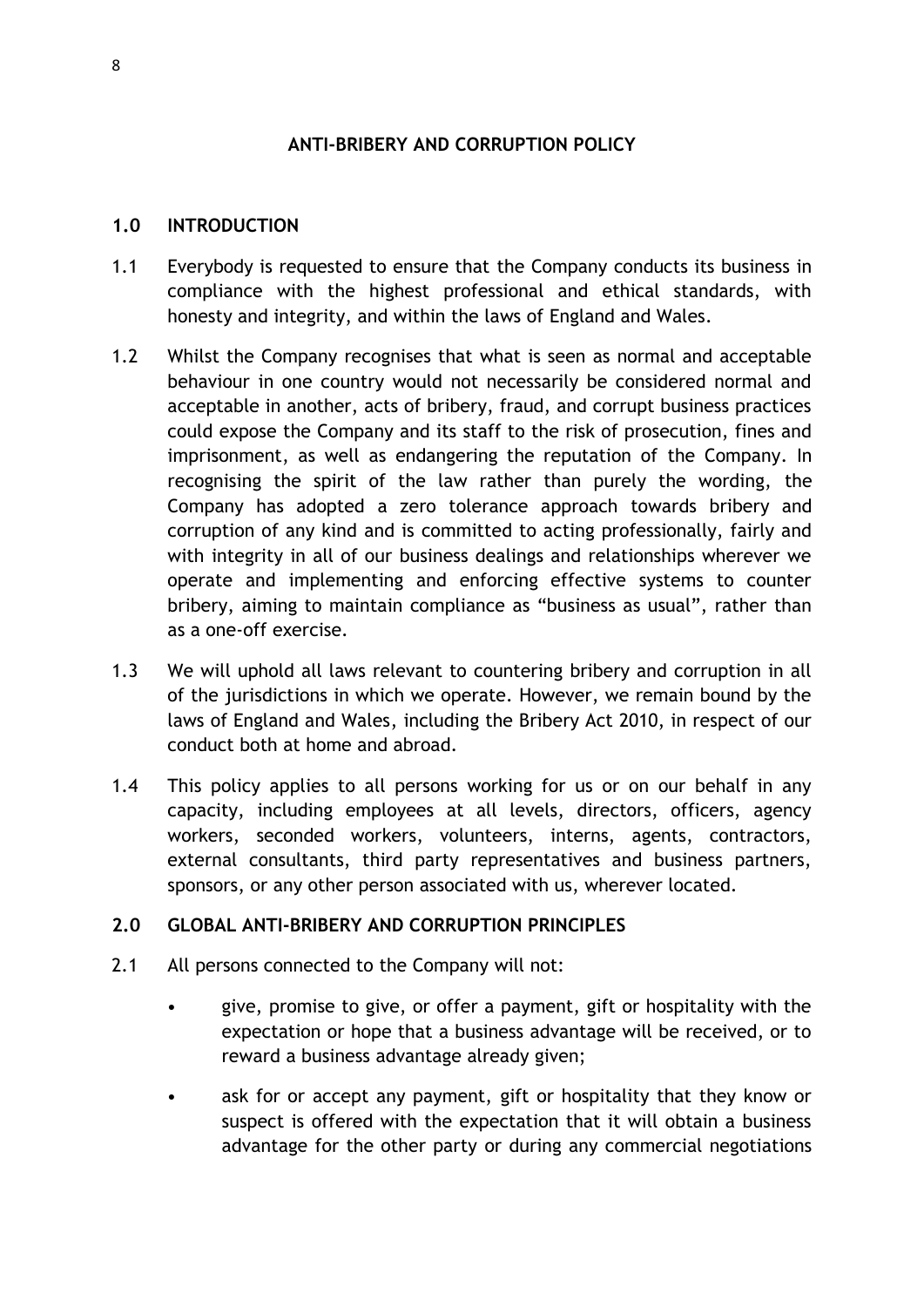# ANTI-BRIBERY AND CORRUPTION POLICY

## 1.0 INTRODUCTION

1.1 Everybody is requested to ensure that the Company conducts its business in compliance with the highest professional and ethical standards, with honesty and integrity, and within the laws of England and Wales.

1.2 Whilst the Company recognises that what is seen as normal and acceptable behaviour in one country would not necessarily be considered normal and acceptable in another, acts of bribery, fraud, and corrupt business practices could expose the Company and its staff to the risk of prosecution, fines and imprisonment, as well as endangering the reputation of the Company. In recognising the spirit of the law rather than purely the wording, the Company has adopted a zero tolerance approach towards bribery and corruption of any kind and is committed to acting professionally, fairly and with integrity in all of our business dealings and relationships wherever we operate and implementing and enforcing effective systems to counter bribery, aiming to maintain compliance as "business as usual", rather than as a one-off exercise.

1.3 We will uphold all laws relevant to countering bribery and corruption in all of the jurisdictions in which we operate. However, we remain bound by the laws of England and Wales, including the Bribery Act 2010, in respect of our conduct both at home and abroad.

1.4 This policy applies to all persons working for us or on our behalf in any capacity, including employees at all levels, directors, officers, agency workers, seconded workers, volunteers, interns, agents, contractors, external consultants, third party representatives and business partners, sponsors, or any other person associated with us, wherever located.

## 2.0 GLOBAL ANTI-BRIBERY AND CORRUPTION PRINCIPLES

2.1 All persons connected to the Company will not:

- give, promise to give, or offer a payment, gift or hospitality with the expectation or hope that a business advantage will be received, or to reward a business advantage already given;
- ask for or accept any payment, gift or hospitality that they know or suspect is offered with the expectation that it will obtain a business advantage for the other party or during any commercial negotiations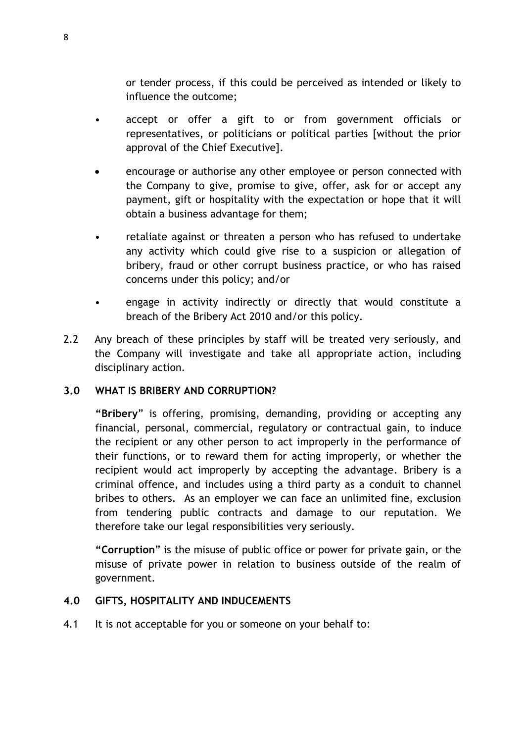or tender process, if this could be perceived as intended or likely to influence the outcome;

- accept or offer a gift to or from government officials or representatives, or politicians or political parties [without the prior approval of the Chief Executive].
- encourage or authorise any other employee or person connected with the Company to give, promise to give, offer, ask for or accept any payment, gift or hospitality with the expectation or hope that it will obtain a business advantage for them;
- retaliate against or threaten a person who has refused to undertake any activity which could give rise to a suspicion or allegation of bribery, fraud or other corrupt business practice, or who has raised concerns under this policy; and/or
- engage in activity indirectly or directly that would constitute a breach of the Bribery Act 2010 and/or this policy.

2.2 Any breach of these principles by staff will be treated very seriously, and the Company will investigate and take all appropriate action, including disciplinary action.

## 3.0 WHAT IS BRIBERY AND CORRUPTION?

"**Bribery**" is offering, promising, demanding, providing or accepting any financial, personal, commercial, regulatory or contractual gain, to induce the recipient or any other person to act improperly in the performance of their functions, or to reward them for acting improperly, or whether the recipient would act improperly by accepting the advantage. Bribery is a criminal offence, and includes using a third party as a conduit to channel bribes to others. As an employer we can face an unlimited fine, exclusion from tendering public contracts and damage to our reputation. We therefore take our legal responsibilities very seriously.

"**Corruption**" is the misuse of public office or power for private gain, or the misuse of private power in relation to business outside of the realm of government.

## 4.0 GIFTS, HOSPITALITY AND INDUCEMENTS

4.1 It is not acceptable for you or someone on your behalf to: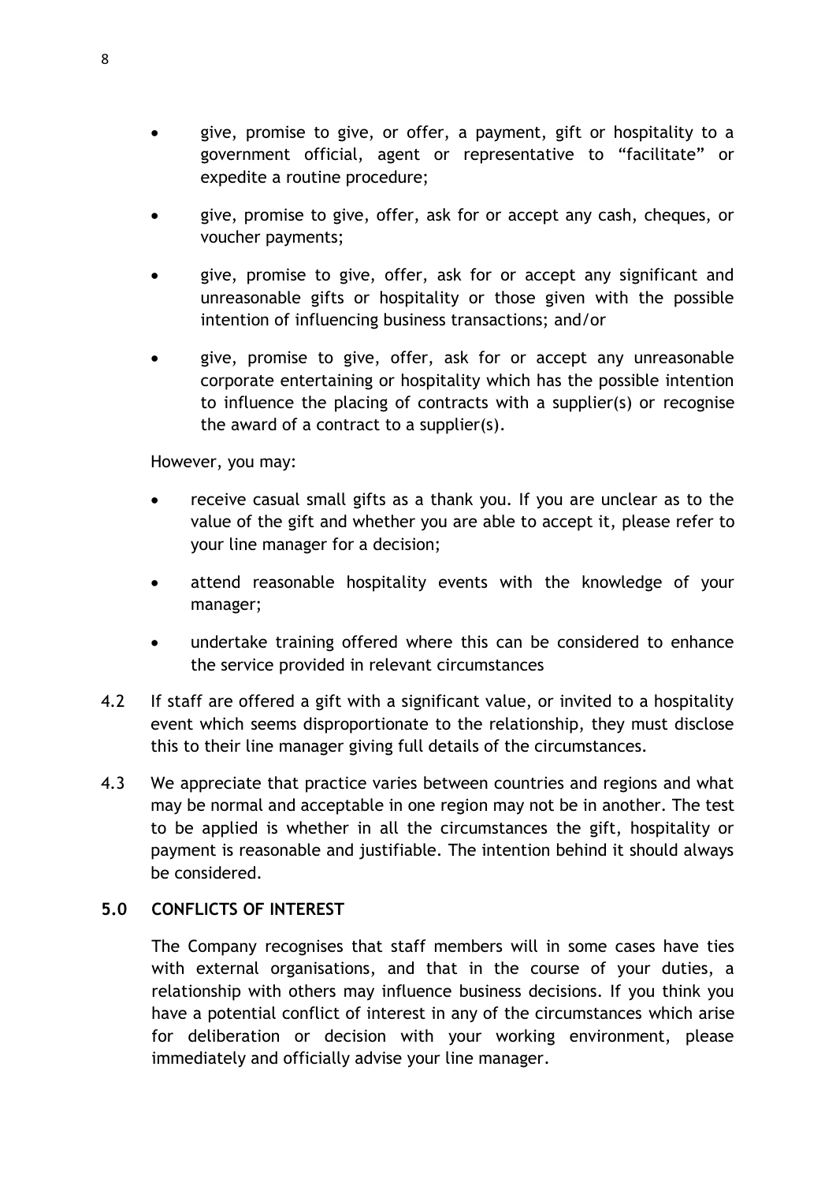- give, promise to give, or offer, a payment, gift or hospitality to a government official, agent or representative to "facilitate" or expedite a routine procedure;
- give, promise to give, offer, ask for or accept any cash, cheques, or voucher payments;
- give, promise to give, offer, ask for or accept any significant and unreasonable gifts or hospitality or those given with the possible intention of influencing business transactions; and/or
- give, promise to give, offer, ask for or accept any unreasonable corporate entertaining or hospitality which has the possible intention to influence the placing of contracts with a supplier(s) or recognise the award of a contract to a supplier(s).

However, you may:

- receive casual small gifts as a thank you. If you are unclear as to the value of the gift and whether you are able to accept it, please refer to your line manager for a decision;
- attend reasonable hospitality events with the knowledge of your manager;
- undertake training offered where this can be considered to enhance the service provided in relevant circumstances

4.2 If staff are offered a gift with a significant value, or invited to a hospitality event which seems disproportionate to the relationship, they must disclose this to their line manager giving full details of the circumstances.

4.3 We appreciate that practice varies between countries and regions and what may be normal and acceptable in one region may not be in another. The test to be applied is whether in all the circumstances the gift, hospitality or payment is reasonable and justifiable. The intention behind it should always be considered.

## 5.0 CONFLICTS OF INTEREST

The Company recognises that staff members will in some cases have ties with external organisations, and that in the course of your duties, a relationship with others may influence business decisions. If you think you have a potential conflict of interest in any of the circumstances which arise for deliberation or decision with your working environment, please immediately and officially advise your line manager.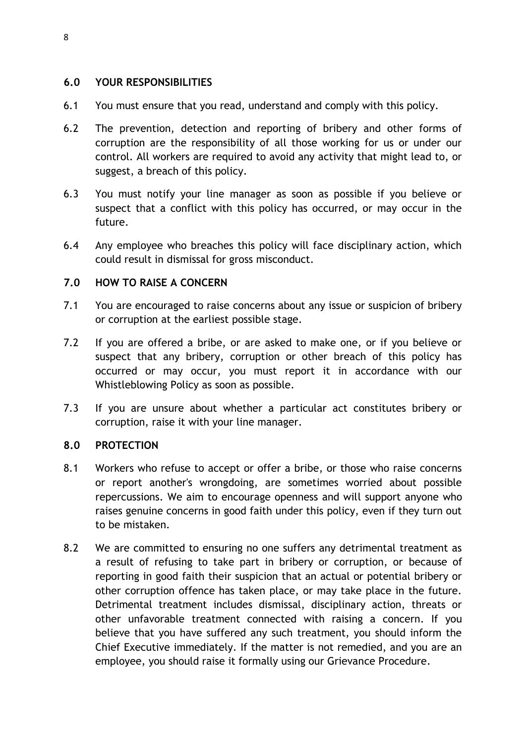## 6.0 YOUR RESPONSIBILITIES

6.1 You must ensure that you read, understand and comply with this policy.

6.2 The prevention, detection and reporting of bribery and other forms of corruption are the responsibility of all those working for us or under our control. All workers are required to avoid any activity that might lead to, or suggest, a breach of this policy.

6.3 You must notify your line manager as soon as possible if you believe or suspect that a conflict with this policy has occurred, or may occur in the future.

6.4 Any employee who breaches this policy will face disciplinary action, which could result in dismissal for gross misconduct.

## 7.0 HOW TO RAISE A CONCERN

7.1 You are encouraged to raise concerns about any issue or suspicion of bribery or corruption at the earliest possible stage.

7.2 If you are offered a bribe, or are asked to make one, or if you believe or suspect that any bribery, corruption or other breach of this policy has occurred or may occur, you must report it in accordance with our Whistleblowing Policy as soon as possible.

7.3 If you are unsure about whether a particular act constitutes bribery or corruption, raise it with your line manager.

## 8.0 PROTECTION

8.1 Workers who refuse to accept or offer a bribe, or those who raise concerns or report another's wrongdoing, are sometimes worried about possible repercussions. We aim to encourage openness and will support anyone who raises genuine concerns in good faith under this policy, even if they turn out to be mistaken.

8.2 We are committed to ensuring no one suffers any detrimental treatment as a result of refusing to take part in bribery or corruption, or because of reporting in good faith their suspicion that an actual or potential bribery or other corruption offence has taken place, or may take place in the future. Detrimental treatment includes dismissal, disciplinary action, threats or other unfavorable treatment connected with raising a concern. If you believe that you have suffered any such treatment, you should inform the Chief Executive immediately. If the matter is not remedied, and you are an employee, you should raise it formally using our Grievance Procedure.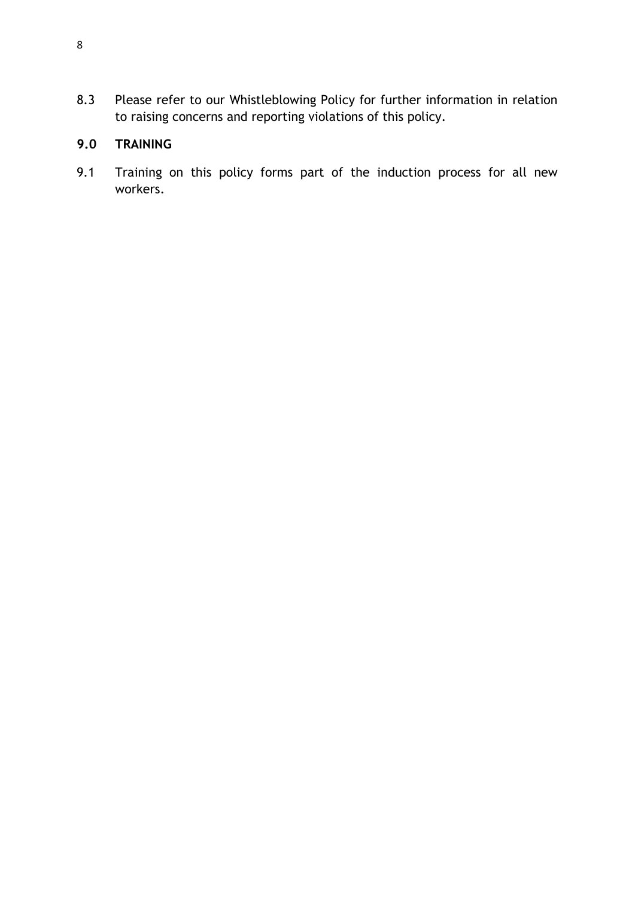8.3 Please refer to our Whistleblowing Policy for further information in relation to raising concerns and reporting violations of this policy.

## 9.0 TRAINING

9.1 Training on this policy forms part of the induction process for all new workers.